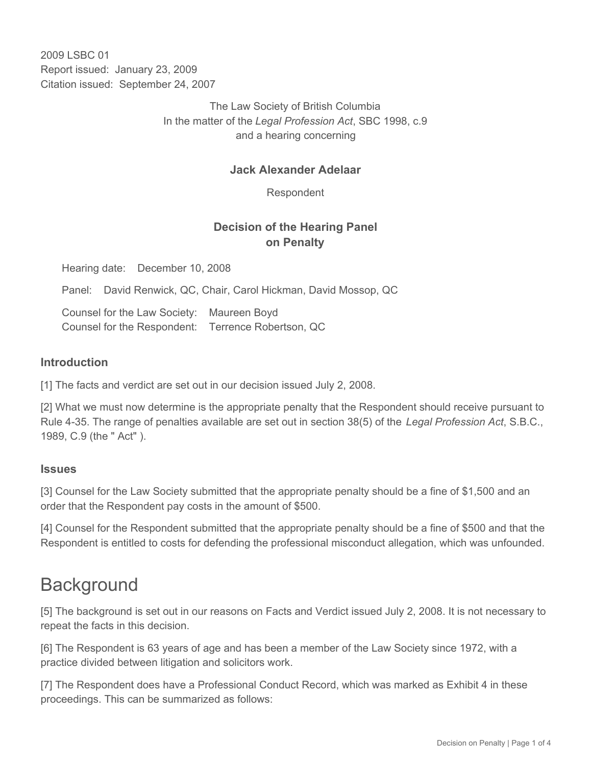2009 LSBC 01
Report issued: January 23, 2009
Citation issued: September 24, 2007

The Law Society of British Columbia
In the matter of the *Legal Profession Act*, SBC 1998, c.9
and a hearing concerning

**Jack Alexander Adelaar**

Respondent

**Decision of the Hearing Panel on Penalty**

Hearing date: December 10, 2008

Panel: David Renwick, QC, Chair, Carol Hickman, David Mossop, QC

Counsel for the Law Society: Maureen Boyd
Counsel for the Respondent: Terrence Robertson, QC

### Introduction

[1] The facts and verdict are set out in our decision issued July 2, 2008.

[2] What we must now determine is the appropriate penalty that the Respondent should receive pursuant to Rule 4-35. The range of penalties available are set out in section 38(5) of the *Legal Profession Act*, S.B.C., 1989, C.9 (the " Act" ).

### Issues

[3] Counsel for the Law Society submitted that the appropriate penalty should be a fine of $1,500 and an order that the Respondent pay costs in the amount of $500.

[4] Counsel for the Respondent submitted that the appropriate penalty should be a fine of $500 and that the Respondent is entitled to costs for defending the professional misconduct allegation, which was unfounded.

## Background

[5] The background is set out in our reasons on Facts and Verdict issued July 2, 2008. It is not necessary to repeat the facts in this decision.

[6] The Respondent is 63 years of age and has been a member of the Law Society since 1972, with a practice divided between litigation and solicitors work.

[7] The Respondent does have a Professional Conduct Record, which was marked as Exhibit 4 in these proceedings. This can be summarized as follows: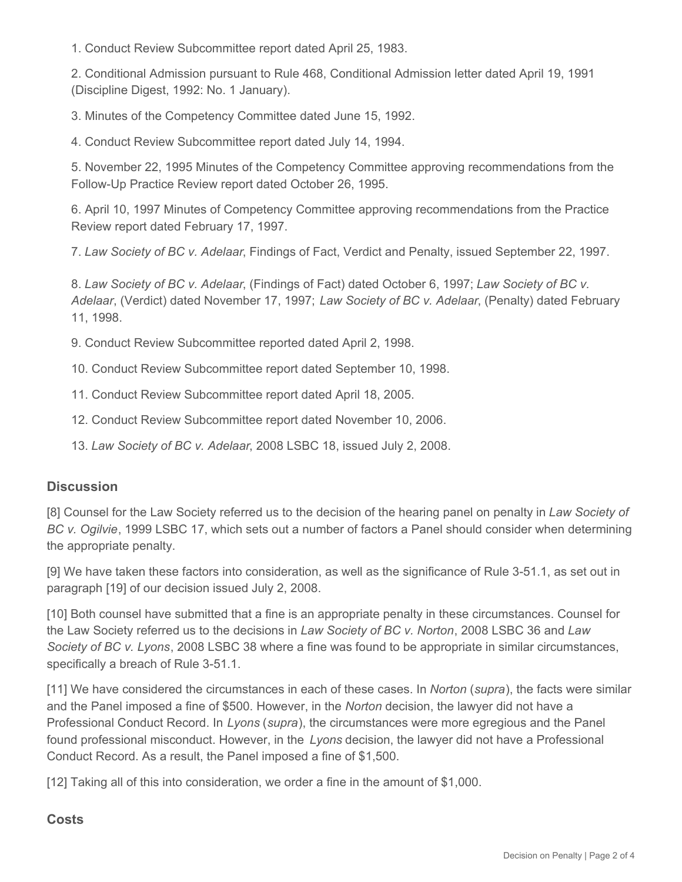1. Conduct Review Subcommittee report dated April 25, 1983.

2. Conditional Admission pursuant to Rule 468, Conditional Admission letter dated April 19, 1991 (Discipline Digest, 1992: No. 1 January).

3. Minutes of the Competency Committee dated June 15, 1992.

4. Conduct Review Subcommittee report dated July 14, 1994.

5. November 22, 1995 Minutes of the Competency Committee approving recommendations from the Follow-Up Practice Review report dated October 26, 1995.

6. April 10, 1997 Minutes of Competency Committee approving recommendations from the Practice Review report dated February 17, 1997.

7. *Law Society of BC v. Adelaar*, Findings of Fact, Verdict and Penalty, issued September 22, 1997.

8. *Law Society of BC v. Adelaar*, (Findings of Fact) dated October 6, 1997; *Law Society of BC v. Adelaar*, (Verdict) dated November 17, 1997; *Law Society of BC v. Adelaar*, (Penalty) dated February 11, 1998.

9. Conduct Review Subcommittee reported dated April 2, 1998.

10. Conduct Review Subcommittee report dated September 10, 1998.

11. Conduct Review Subcommittee report dated April 18, 2005.

12. Conduct Review Subcommittee report dated November 10, 2006.

13. *Law Society of BC v. Adelaar*, 2008 LSBC 18, issued July 2, 2008.

## Discussion

[8] Counsel for the Law Society referred us to the decision of the hearing panel on penalty in *Law Society of BC v. Ogilvie*, 1999 LSBC 17, which sets out a number of factors a Panel should consider when determining the appropriate penalty.

[9] We have taken these factors into consideration, as well as the significance of Rule 3-51.1, as set out in paragraph [19] of our decision issued July 2, 2008.

[10] Both counsel have submitted that a fine is an appropriate penalty in these circumstances. Counsel for the Law Society referred us to the decisions in *Law Society of BC v. Norton*, 2008 LSBC 36 and *Law Society of BC v. Lyons*, 2008 LSBC 38 where a fine was found to be appropriate in similar circumstances, specifically a breach of Rule 3-51.1.

[11] We have considered the circumstances in each of these cases. In *Norton* (*supra*), the facts were similar and the Panel imposed a fine of $500. However, in the *Norton* decision, the lawyer did not have a Professional Conduct Record. In *Lyons* (*supra*), the circumstances were more egregious and the Panel found professional misconduct. However, in the *Lyons* decision, the lawyer did not have a Professional Conduct Record. As a result, the Panel imposed a fine of $1,500.

[12] Taking all of this into consideration, we order a fine in the amount of $1,000.

## Costs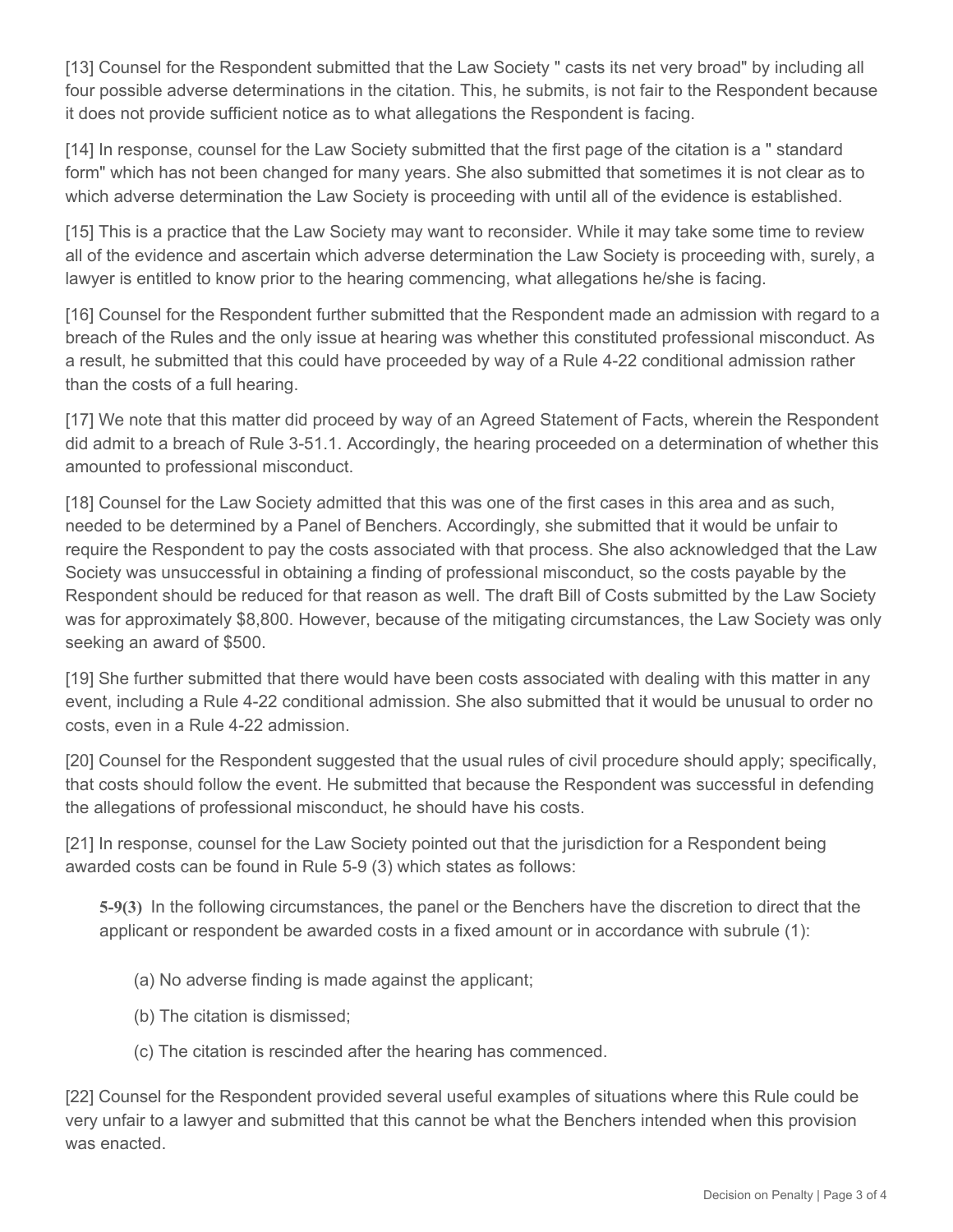[13] Counsel for the Respondent submitted that the Law Society " casts its net very broad" by including all four possible adverse determinations in the citation. This, he submits, is not fair to the Respondent because it does not provide sufficient notice as to what allegations the Respondent is facing.

[14] In response, counsel for the Law Society submitted that the first page of the citation is a " standard form" which has not been changed for many years. She also submitted that sometimes it is not clear as to which adverse determination the Law Society is proceeding with until all of the evidence is established.

[15] This is a practice that the Law Society may want to reconsider. While it may take some time to review all of the evidence and ascertain which adverse determination the Law Society is proceeding with, surely, a lawyer is entitled to know prior to the hearing commencing, what allegations he/she is facing.

[16] Counsel for the Respondent further submitted that the Respondent made an admission with regard to a breach of the Rules and the only issue at hearing was whether this constituted professional misconduct. As a result, he submitted that this could have proceeded by way of a Rule 4-22 conditional admission rather than the costs of a full hearing.

[17] We note that this matter did proceed by way of an Agreed Statement of Facts, wherein the Respondent did admit to a breach of Rule 3-51.1. Accordingly, the hearing proceeded on a determination of whether this amounted to professional misconduct.

[18] Counsel for the Law Society admitted that this was one of the first cases in this area and as such, needed to be determined by a Panel of Benchers. Accordingly, she submitted that it would be unfair to require the Respondent to pay the costs associated with that process. She also acknowledged that the Law Society was unsuccessful in obtaining a finding of professional misconduct, so the costs payable by the Respondent should be reduced for that reason as well. The draft Bill of Costs submitted by the Law Society was for approximately $8,800. However, because of the mitigating circumstances, the Law Society was only seeking an award of $500.

[19] She further submitted that there would have been costs associated with dealing with this matter in any event, including a Rule 4-22 conditional admission. She also submitted that it would be unusual to order no costs, even in a Rule 4-22 admission.

[20] Counsel for the Respondent suggested that the usual rules of civil procedure should apply; specifically, that costs should follow the event. He submitted that because the Respondent was successful in defending the allegations of professional misconduct, he should have his costs.

[21] In response, counsel for the Law Society pointed out that the jurisdiction for a Respondent being awarded costs can be found in Rule 5-9 (3) which states as follows:

> **5-9(3)** In the following circumstances, the panel or the Benchers have the discretion to direct that the applicant or respondent be awarded costs in a fixed amount or in accordance with subrule (1):
>
> (a) No adverse finding is made against the applicant;
>
> (b) The citation is dismissed;
>
> (c) The citation is rescinded after the hearing has commenced.

[22] Counsel for the Respondent provided several useful examples of situations where this Rule could be very unfair to a lawyer and submitted that this cannot be what the Benchers intended when this provision was enacted.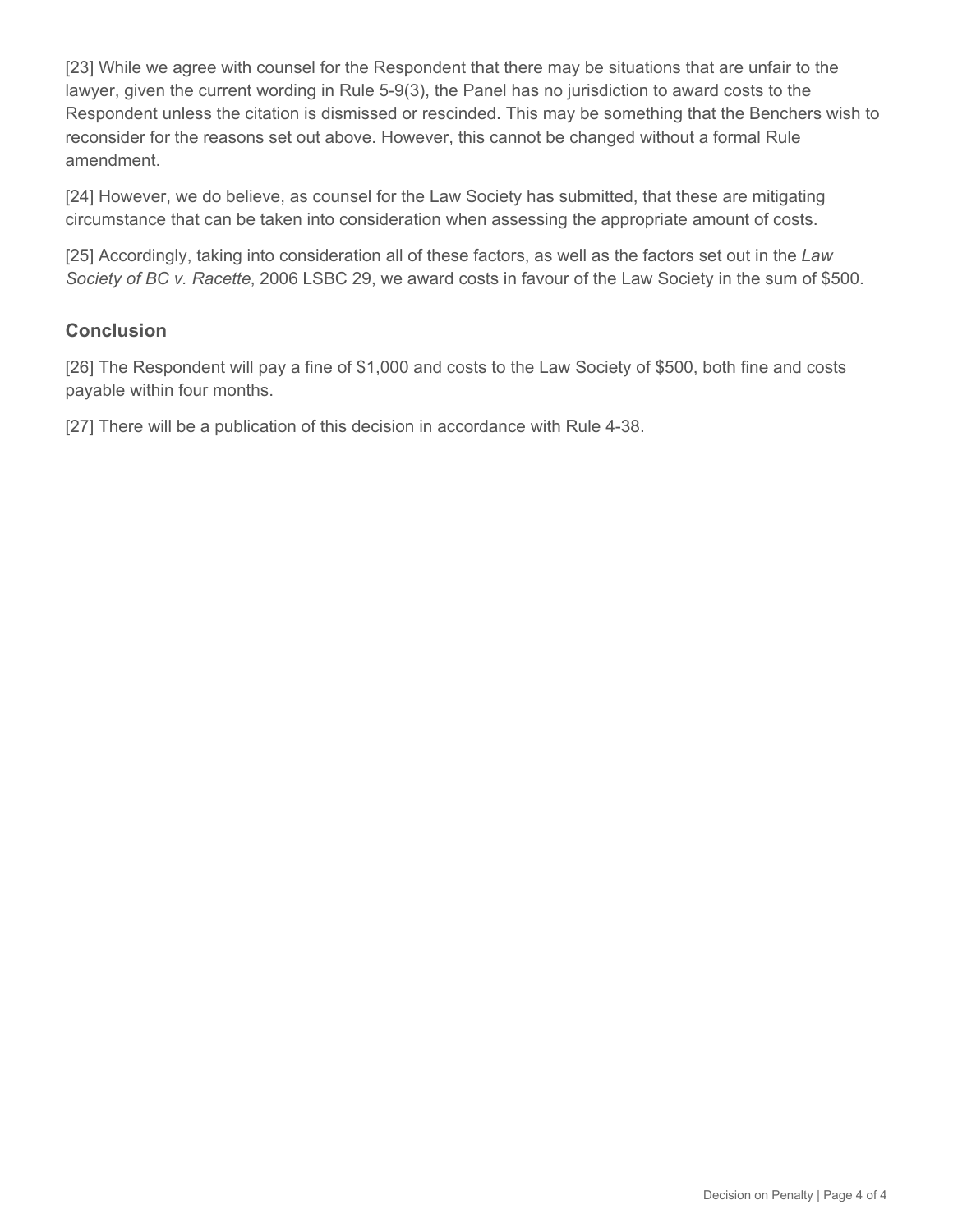[23] While we agree with counsel for the Respondent that there may be situations that are unfair to the lawyer, given the current wording in Rule 5-9(3), the Panel has no jurisdiction to award costs to the Respondent unless the citation is dismissed or rescinded. This may be something that the Benchers wish to reconsider for the reasons set out above. However, this cannot be changed without a formal Rule amendment.

[24] However, we do believe, as counsel for the Law Society has submitted, that these are mitigating circumstance that can be taken into consideration when assessing the appropriate amount of costs.

[25] Accordingly, taking into consideration all of these factors, as well as the factors set out in the *Law Society of BC v. Racette*, 2006 LSBC 29, we award costs in favour of the Law Society in the sum of $500.

## Conclusion

[26] The Respondent will pay a fine of $1,000 and costs to the Law Society of $500, both fine and costs payable within four months.

[27] There will be a publication of this decision in accordance with Rule 4-38.